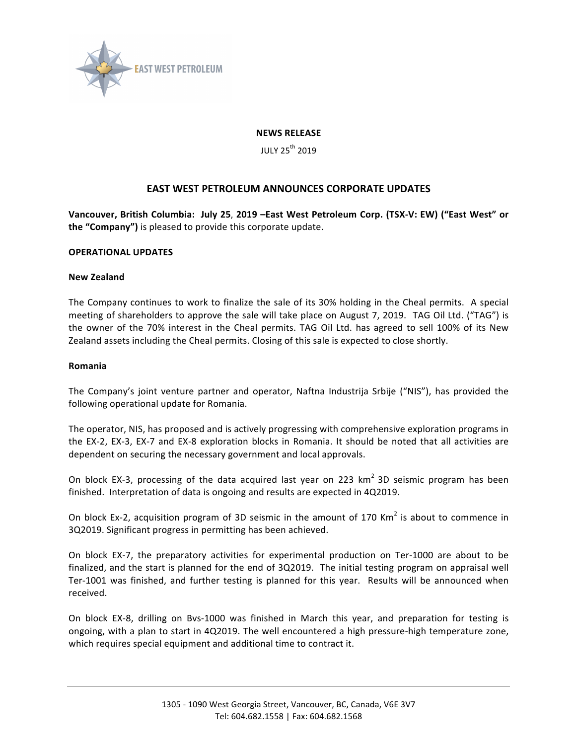**NEWS RELEASE**

JULY 25th 2019

# EAST WEST PETROLEUM ANNOUNCES CORPORATE UPDATES

**Vancouver, British Columbia: July 25, 2019 –East West Petroleum Corp. (TSX-V: EW) ("East West" or the "Company")** is pleased to provide this corporate update.

## OPERATIONAL UPDATES

### New Zealand

The Company continues to work to finalize the sale of its 30% holding in the Cheal permits. A special meeting of shareholders to approve the sale will take place on August 7, 2019. TAG Oil Ltd. ("TAG") is the owner of the 70% interest in the Cheal permits. TAG Oil Ltd. has agreed to sell 100% of its New Zealand assets including the Cheal permits. Closing of this sale is expected to close shortly.

### Romania

The Company's joint venture partner and operator, Naftna Industrija Srbije ("NIS"), has provided the following operational update for Romania.

The operator, NIS, has proposed and is actively progressing with comprehensive exploration programs in the EX-2, EX-3, EX-7 and EX-8 exploration blocks in Romania. It should be noted that all activities are dependent on securing the necessary government and local approvals.

On block EX-3, processing of the data acquired last year on 223 km$^2$ 3D seismic program has been finished. Interpretation of data is ongoing and results are expected in 4Q2019.

On block Ex-2, acquisition program of 3D seismic in the amount of 170 Km$^2$ is about to commence in 3Q2019. Significant progress in permitting has been achieved.

On block EX-7, the preparatory activities for experimental production on Ter-1000 are about to be finalized, and the start is planned for the end of 3Q2019. The initial testing program on appraisal well Ter-1001 was finished, and further testing is planned for this year. Results will be announced when received.

On block EX-8, drilling on Bvs-1000 was finished in March this year, and preparation for testing is ongoing, with a plan to start in 4Q2019. The well encountered a high pressure-high temperature zone, which requires special equipment and additional time to contract it.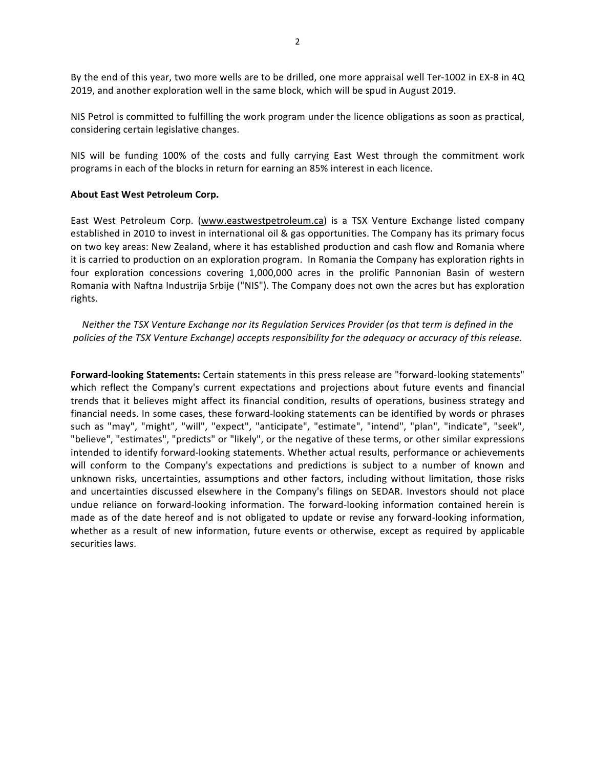By the end of this year, two more wells are to be drilled, one more appraisal well Ter-1002 in EX-8 in 4Q 2019, and another exploration well in the same block, which will be spud in August 2019.

NIS Petrol is committed to fulfilling the work program under the licence obligations as soon as practical, considering certain legislative changes.

NIS will be funding 100% of the costs and fully carrying East West through the commitment work programs in each of the blocks in return for earning an 85% interest in each licence.

**About East West Petroleum Corp.**

East West Petroleum Corp. (www.eastwestpetroleum.ca) is a TSX Venture Exchange listed company established in 2010 to invest in international oil & gas opportunities. The Company has its primary focus on two key areas: New Zealand, where it has established production and cash flow and Romania where it is carried to production on an exploration program. In Romania the Company has exploration rights in four exploration concessions covering 1,000,000 acres in the prolific Pannonian Basin of western Romania with Naftna Industrija Srbije ("NIS"). The Company does not own the acres but has exploration rights.

*Neither the TSX Venture Exchange nor its Regulation Services Provider (as that term is defined in the policies of the TSX Venture Exchange) accepts responsibility for the adequacy or accuracy of this release.*

**Forward-looking Statements:** Certain statements in this press release are "forward-looking statements" which reflect the Company's current expectations and projections about future events and financial trends that it believes might affect its financial condition, results of operations, business strategy and financial needs. In some cases, these forward-looking statements can be identified by words or phrases such as "may", "might", "will", "expect", "anticipate", "estimate", "intend", "plan", "indicate", "seek", "believe", "estimates", "predicts" or "likely", or the negative of these terms, or other similar expressions intended to identify forward-looking statements. Whether actual results, performance or achievements will conform to the Company's expectations and predictions is subject to a number of known and unknown risks, uncertainties, assumptions and other factors, including without limitation, those risks and uncertainties discussed elsewhere in the Company's filings on SEDAR. Investors should not place undue reliance on forward-looking information. The forward-looking information contained herein is made as of the date hereof and is not obligated to update or revise any forward-looking information, whether as a result of new information, future events or otherwise, except as required by applicable securities laws.